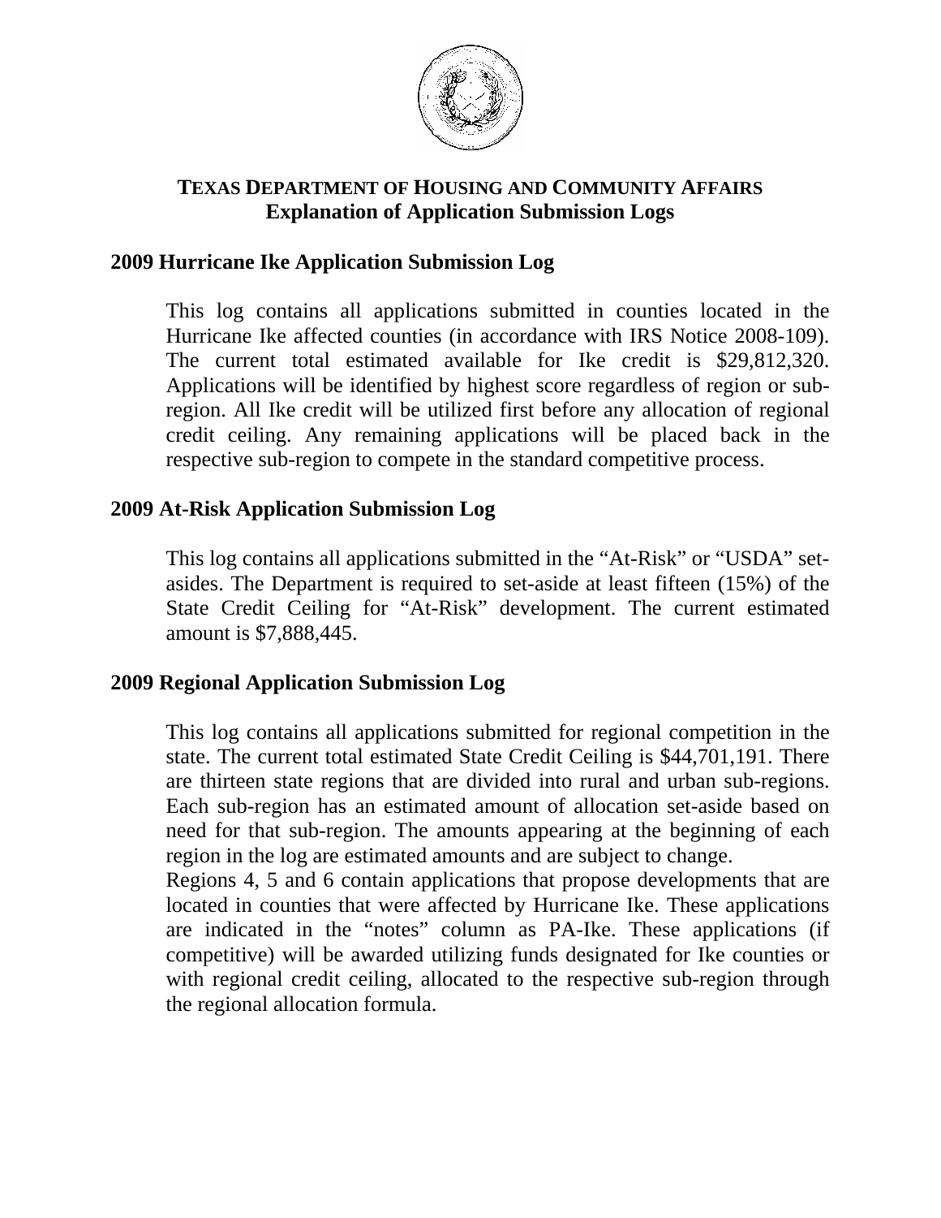# TEXAS DEPARTMENT OF HOUSING AND COMMUNITY AFFAIRS
## Explanation of Application Submission Logs

### 2009 Hurricane Ike Application Submission Log

This log contains all applications submitted in counties located in the Hurricane Ike affected counties (in accordance with IRS Notice 2008-109). The current total estimated available for Ike credit is $29,812,320. Applications will be identified by highest score regardless of region or sub-region. All Ike credit will be utilized first before any allocation of regional credit ceiling. Any remaining applications will be placed back in the respective sub-region to compete in the standard competitive process.

### 2009 At-Risk Application Submission Log

This log contains all applications submitted in the "At-Risk" or "USDA" set-asides. The Department is required to set-aside at least fifteen (15%) of the State Credit Ceiling for "At-Risk" development. The current estimated amount is $7,888,445.

### 2009 Regional Application Submission Log

This log contains all applications submitted for regional competition in the state. The current total estimated State Credit Ceiling is $44,701,191. There are thirteen state regions that are divided into rural and urban sub-regions. Each sub-region has an estimated amount of allocation set-aside based on need for that sub-region. The amounts appearing at the beginning of each region in the log are estimated amounts and are subject to change.

Regions 4, 5 and 6 contain applications that propose developments that are located in counties that were affected by Hurricane Ike. These applications are indicated in the "notes" column as PA-Ike. These applications (if competitive) will be awarded utilizing funds designated for Ike counties or with regional credit ceiling, allocated to the respective sub-region through the regional allocation formula.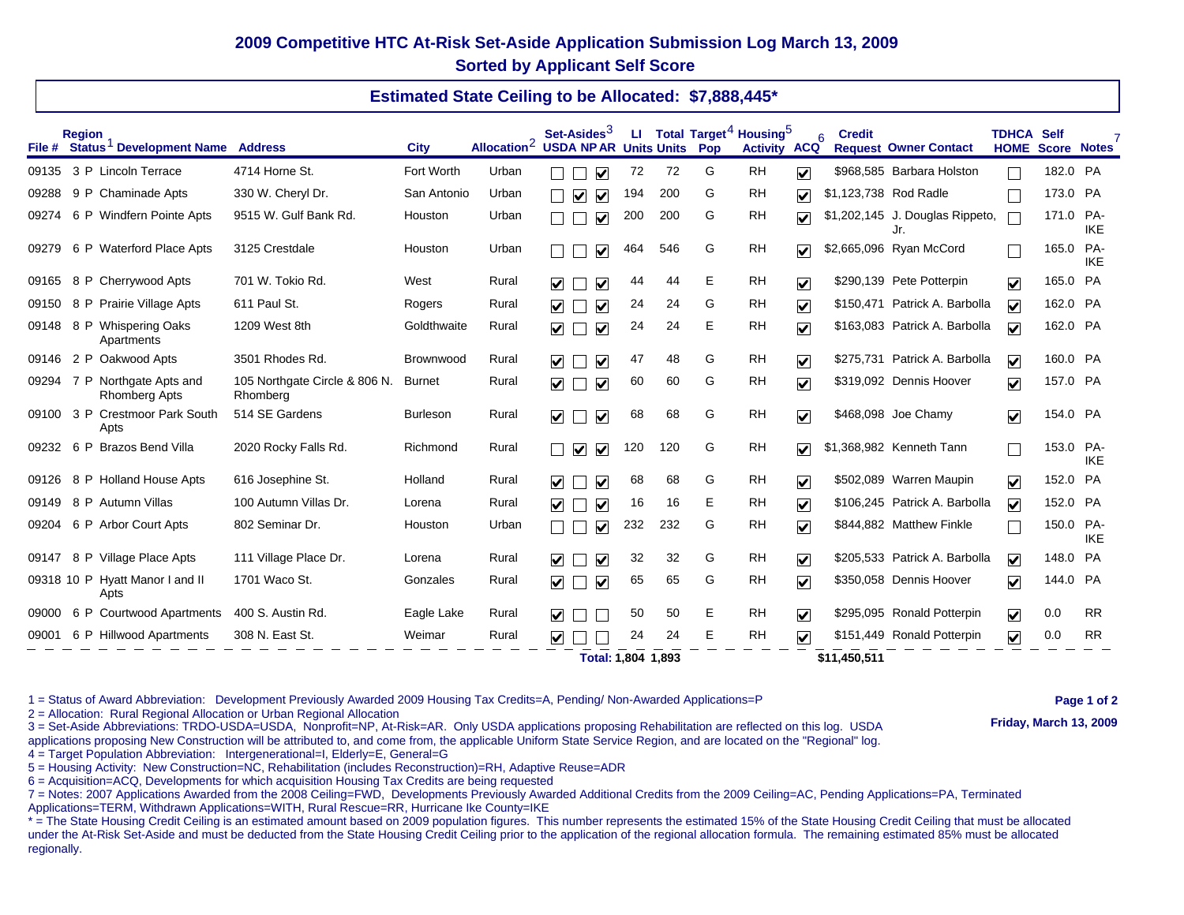# 2009 Competitive HTC At-Risk Set-Aside Application Submission Log March 13, 2009

## Sorted by Applicant Self Score

### Estimated State Ceiling to be Allocated: $7,888,445*

| File # | Region | Status[1] | Development Name | Address | City | Allocation[2] | Set-Asides[3] USDA | NP | AR | LI Units | Total Units | Target[4] Pop | Housing[5] Activity | ACQ[6] | Credit Request | Owner Contact | TDHCA HOME | Self Score | Notes[7] |
|---|---|---|---|---|---|---|---|---|---|---|---|---|---|---|---|---|---|---|---|
| 09135 | 3 | P | Lincoln Terrace | 4714 Horne St. | Fort Worth | Urban | ☐ | ☐ | ☑ | 72 | 72 | G | RH | ☑ | $968,585 | Barbara Holston | ☐ | 182.0 | PA |
| 09288 | 9 | P | Chaminade Apts | 330 W. Cheryl Dr. | San Antonio | Urban | ☐ | ☑ | ☑ | 194 | 200 | G | RH | ☑ | $1,123,738 | Rod Radle | ☐ | 173.0 | PA |
| 09274 | 6 | P | Windfern Pointe Apts | 9515 W. Gulf Bank Rd. | Houston | Urban | ☐ | ☐ | ☑ | 200 | 200 | G | RH | ☑ | $1,202,145 | J. Douglas Rippeto, Jr. | ☐ | 171.0 | PA-IKE |
| 09279 | 6 | P | Waterford Place Apts | 3125 Crestdale | Houston | Urban | ☐ | ☐ | ☑ | 464 | 546 | G | RH | ☑ | $2,665,096 | Ryan McCord | ☐ | 165.0 | PA-IKE |
| 09165 | 8 | P | Cherrywood Apts | 701 W. Tokio Rd. | West | Rural | ☑ | ☐ | ☑ | 44 | 44 | E | RH | ☑ | $290,139 | Pete Potterpin | ☑ | 165.0 | PA |
| 09150 | 8 | P | Prairie Village Apts | 611 Paul St. | Rogers | Rural | ☑ | ☐ | ☑ | 24 | 24 | G | RH | ☑ | $150,471 | Patrick A. Barbolla | ☑ | 162.0 | PA |
| 09148 | 8 | P | Whispering Oaks Apartments | 1209 West 8th | Goldthwaite | Rural | ☑ | ☐ | ☑ | 24 | 24 | E | RH | ☑ | $163,083 | Patrick A. Barbolla | ☑ | 162.0 | PA |
| 09146 | 2 | P | Oakwood Apts | 3501 Rhodes Rd. | Brownwood | Rural | ☑ | ☐ | ☑ | 47 | 48 | G | RH | ☑ | $275,731 | Patrick A. Barbolla | ☑ | 160.0 | PA |
| 09294 | 7 | P | Northgate Apts and Rhomberg Apts | 105 Northgate Circle & 806 N. Rhomberg | Burnet | Rural | ☑ | ☐ | ☑ | 60 | 60 | G | RH | ☑ | $319,092 | Dennis Hoover | ☑ | 157.0 | PA |
| 09100 | 3 | P | Crestmoor Park South Apts | 514 SE Gardens | Burleson | Rural | ☑ | ☐ | ☑ | 68 | 68 | G | RH | ☑ | $468,098 | Joe Chamy | ☑ | 154.0 | PA |
| 09232 | 6 | P | Brazos Bend Villa | 2020 Rocky Falls Rd. | Richmond | Rural | ☐ | ☑ | ☑ | 120 | 120 | G | RH | ☑ | $1,368,982 | Kenneth Tann | ☐ | 153.0 | PA-IKE |
| 09126 | 8 | P | Holland House Apts | 616 Josephine St. | Holland | Rural | ☑ | ☐ | ☑ | 68 | 68 | G | RH | ☑ | $502,089 | Warren Maupin | ☑ | 152.0 | PA |
| 09149 | 8 | P | Autumn Villas | 100 Autumn Villas Dr. | Lorena | Rural | ☑ | ☐ | ☑ | 16 | 16 | E | RH | ☑ | $106,245 | Patrick A. Barbolla | ☑ | 152.0 | PA |
| 09204 | 6 | P | Arbor Court Apts | 802 Seminar Dr. | Houston | Urban | ☐ | ☐ | ☑ | 232 | 232 | G | RH | ☑ | $844,882 | Matthew Finkle | ☐ | 150.0 | PA-IKE |
| 09147 | 8 | P | Village Place Apts | 111 Village Place Dr. | Lorena | Rural | ☑ | ☐ | ☑ | 32 | 32 | G | RH | ☑ | $205,533 | Patrick A. Barbolla | ☑ | 148.0 | PA |
| 09318 | 10 | P | Hyatt Manor I and II Apts | 1701 Waco St. | Gonzales | Rural | ☑ | ☐ | ☑ | 65 | 65 | G | RH | ☑ | $350,058 | Dennis Hoover | ☑ | 144.0 | PA |
| 09000 | 6 | P | Courtwood Apartments | 400 S. Austin Rd. | Eagle Lake | Rural | ☑ | ☐ | ☐ | 50 | 50 | E | RH | ☑ | $295,095 | Ronald Potterpin | ☑ | 0.0 | RR |
| 09001 | 6 | P | Hillwood Apartments | 308 N. East St. | Weimar | Rural | ☑ | ☐ | ☐ | 24 | 24 | E | RH | ☑ | $151,449 | Ronald Potterpin | ☑ | 0.0 | RR |
| | | | | | | | | | Total: | 1,804 | 1,893 | | | | $11,450,511 | | | | |

1 = Status of Award Abbreviation: Development Previously Awarded 2009 Housing Tax Credits=A, Pending/ Non-Awarded Applications=P

2 = Allocation: Rural Regional Allocation or Urban Regional Allocation

3 = Set-Aside Abbreviations: TRDO-USDA=USDA, Nonprofit=NP, At-Risk=AR. Only USDA applications proposing Rehabilitation are reflected on this log. USDA applications proposing New Construction will be attributed to, and come from, the applicable Uniform State Service Region, and are located on the "Regional" log.

4 = Target Population Abbreviation: Intergenerational=I, Elderly=E, General=G

5 = Housing Activity: New Construction=NC, Rehabilitation (includes Reconstruction)=RH, Adaptive Reuse=ADR

6 = Acquisition=ACQ, Developments for which acquisition Housing Tax Credits are being requested

7 = Notes: 2007 Applications Awarded from the 2008 Ceiling=FWD, Developments Previously Awarded Additional Credits from the 2009 Ceiling=AC, Pending Applications=PA, Terminated Applications=TERM, Withdrawn Applications=WITH, Rural Rescue=RR, Hurricane Ike County=IKE

* = The State Housing Credit Ceiling is an estimated amount based on 2009 population figures. This number represents the estimated 15% of the State Housing Credit Ceiling that must be allocated under the At-Risk Set-Aside and must be deducted from the State Housing Credit Ceiling prior to the application of the regional allocation formula. The remaining estimated 85% must be allocated regionally.

Friday, March 13, 2009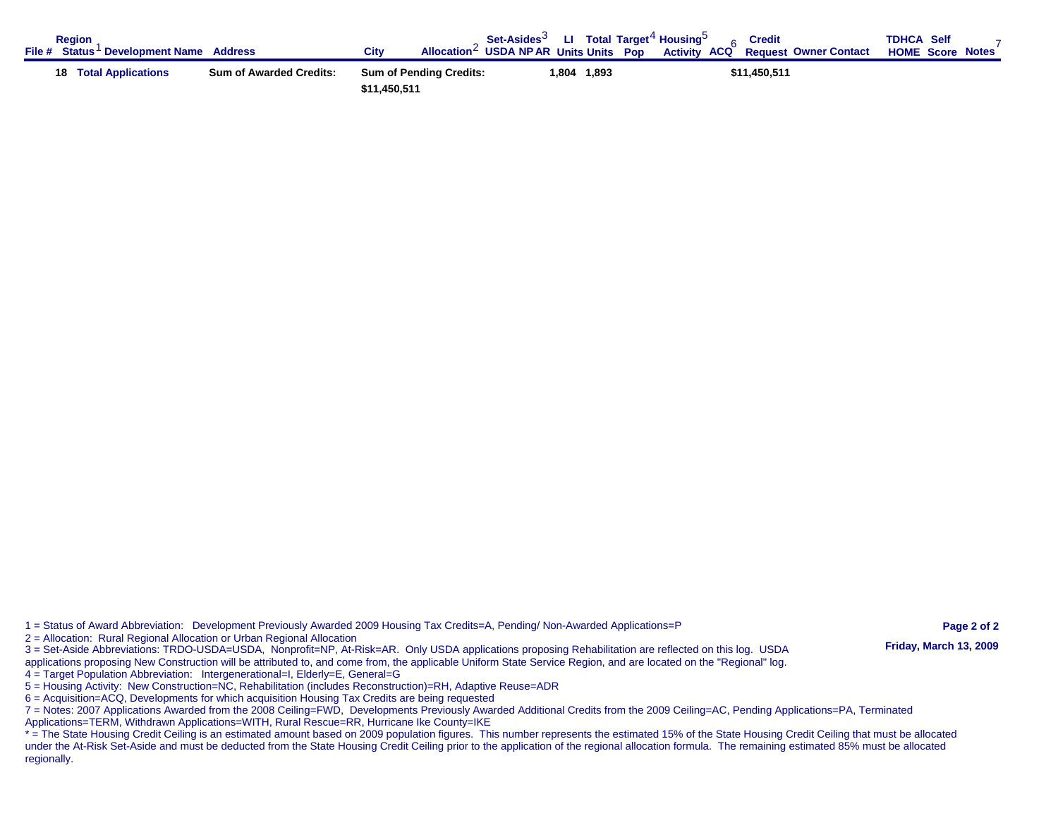| File # | Region | Status[1] | Development Name | Address | City | Allocation[2] | Set-Asides[3] USDA | NP | AR | LI Units | Total Units | Target[4] Pop | Housing[5] Activity | ACQ[6] | Credit Request | Owner Contact | TDHCA HOME | Self Score | Notes[7] |
|---|---|---|---|---|---|---|---|---|---|---|---|---|---|---|---|---|---|---|---|
| | 18 | | Total Applications | Sum of Awarded Credits: | Sum of Pending Credits: $11,450,511 | | | | | 1,804 | 1,893 | | | | $11,450,511 | | | | |

1 = Status of Award Abbreviation: Development Previously Awarded 2009 Housing Tax Credits=A, Pending/ Non-Awarded Applications=P
2 = Allocation: Rural Regional Allocation or Urban Regional Allocation
3 = Set-Aside Abbreviations: TRDO-USDA=USDA, Nonprofit=NP, At-Risk=AR. Only USDA applications proposing Rehabilitation are reflected on this log. USDA applications proposing New Construction will be attributed to, and come from, the applicable Uniform State Service Region, and are located on the "Regional" log.
4 = Target Population Abbreviation: Intergenerational=I, Elderly=E, General=G
5 = Housing Activity: New Construction=NC, Rehabilitation (includes Reconstruction)=RH, Adaptive Reuse=ADR
6 = Acquisition=ACQ, Developments for which acquisition Housing Tax Credits are being requested
7 = Notes: 2007 Applications Awarded from the 2008 Ceiling=FWD, Developments Previously Awarded Additional Credits from the 2009 Ceiling=AC, Pending Applications=PA, Terminated Applications=TERM, Withdrawn Applications=WITH, Rural Rescue=RR, Hurricane Ike County=IKE
* = The State Housing Credit Ceiling is an estimated amount based on 2009 population figures. This number represents the estimated 15% of the State Housing Credit Ceiling that must be allocated under the At-Risk Set-Aside and must be deducted from the State Housing Credit Ceiling prior to the application of the regional allocation formula. The remaining estimated 85% must be allocated regionally.

**Friday, March 13, 2009**